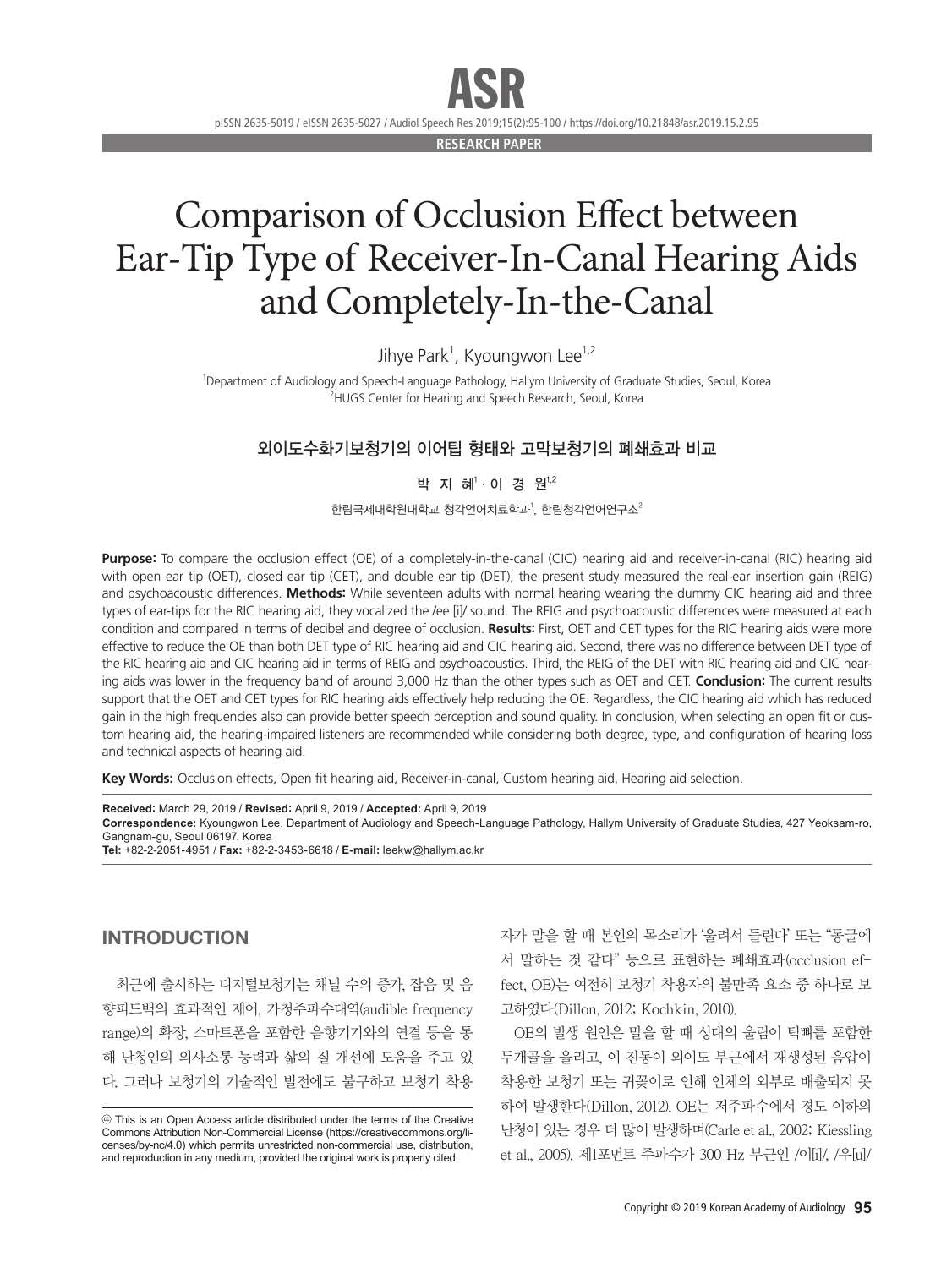RESEARCH PAPER

# Comparison of Occlusion Effect between Ear-Tip Type of Receiver-In-Canal Hearing Aids and Completely-In-the-Canal

Jihye Park[1], Kyoungwon Lee[1,2]

[1]Department of Audiology and Speech-Language Pathology, Hallym University of Graduate Studies, Seoul, Korea
[2]HUGS Center for Hearing and Speech Research, Seoul, Korea

## 외이도수화기보청기의 이어팁 형태와 고막보청기의 폐쇄효과 비교

박 지 혜[1] · 이 경 원[1,2]

한림국제대학원대학교 청각언어치료학과[1], 한림청각언어연구소[2]

**Purpose:** To compare the occlusion effect (OE) of a completely-in-the-canal (CIC) hearing aid and receiver-in-canal (RIC) hearing aid with open ear tip (OET), closed ear tip (CET), and double ear tip (DET), the present study measured the real-ear insertion gain (REIG) and psychoacoustic differences. **Methods:** While seventeen adults with normal hearing wearing the dummy CIC hearing aid and three types of ear-tips for the RIC hearing aid, they vocalized the /ee [i]/ sound. The REIG and psychoacoustic differences were measured at each condition and compared in terms of decibel and degree of occlusion. **Results:** First, OET and CET types for the RIC hearing aids were more effective to reduce the OE than both DET type of RIC hearing aid and CIC hearing aid. Second, there was no difference between DET type of the RIC hearing aid and CIC hearing aid in terms of REIG and psychoacoustics. Third, the REIG of the DET with RIC hearing aid and CIC hearing aids was lower in the frequency band of around 3,000 Hz than the other types such as OET and CET. **Conclusion:** The current results support that the OET and CET types for RIC hearing aids effectively help reducing the OE. Regardless, the CIC hearing aid which has reduced gain in the high frequencies also can provide better speech perception and sound quality. In conclusion, when selecting an open fit or custom hearing aid, the hearing-impaired listeners are recommended while considering both degree, type, and configuration of hearing loss and technical aspects of hearing aid.

**Key Words:** Occlusion effects, Open fit hearing aid, Receiver-in-canal, Custom hearing aid, Hearing aid selection.

**Received:** March 29, 2019 / **Revised:** April 9, 2019 / **Accepted:** April 9, 2019
**Correspondence:** Kyoungwon Lee, Department of Audiology and Speech-Language Pathology, Hallym University of Graduate Studies, 427 Yeoksam-ro, Gangnam-gu, Seoul 06197, Korea
**Tel:** +82-2-2051-4951 / **Fax:** +82-2-3453-6618 / **E-mail:** leekw@hallym.ac.kr

## INTRODUCTION

최근에 출시하는 디지털보청기는 채널 수의 증가, 잡음 및 음향피드백의 효과적인 제어, 가청주파수대역(audible frequency range)의 확장, 스마트폰을 포함한 음향기기와의 연결 등을 통해 난청인의 의사소통 능력과 삶의 질 개선에 도움을 주고 있다. 그러나 보청기의 기술적인 발전에도 불구하고 보청기 착용자가 말을 할 때 본인의 목소리가 '울려서 들린다' 또는 "동굴에서 말하는 것 같다" 등으로 표현하는 폐쇄효과(occlusion effect, OE)는 여전히 보청기 착용자의 불만족 요소 중 하나로 보고하였다(Dillon, 2012; Kochkin, 2010).

OE의 발생 원인은 말을 할 때 성대의 울림이 턱뼈를 포함한 두개골을 울리고, 이 진동이 외이도 부근에서 재생성된 음압이 착용한 보청기 또는 귀꽂이로 인해 인체의 외부로 배출되지 못하여 발생한다(Dillon, 2012). OE는 저주파수에서 경도 이하의 난청이 있는 경우 더 많이 발생하며(Carle et al., 2002; Kiessling et al., 2005), 제1포먼트 주파수가 300 Hz 부근인 /이[i]/, /우[u]/

This is an Open Access article distributed under the terms of the Creative Commons Attribution Non-Commercial License (https://creativecommons.org/licenses/by-nc/4.0) which permits unrestricted non-commercial use, distribution, and reproduction in any medium, provided the original work is properly cited.

Copyright © 2019 Korean Academy of Audiology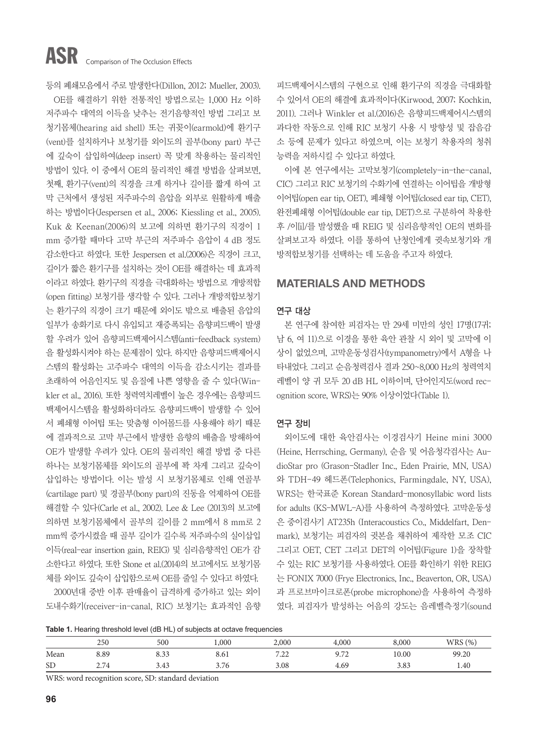등의 폐쇄모음에서 주로 발생한다(Dillon, 2012; Mueller, 2003).

OE를 해결하기 위한 전통적인 방법으로는 1,000 Hz 이하 저주파수 대역의 이득을 낮추는 전기음향적인 방법 그리고 보청기몸체(hearing aid shell) 또는 귀꽂이(earmold)에 환기구(vent)를 설치하거나 보청기를 외이도의 골부(bony part) 부근에 깊숙이 삽입하여(deep insert) 꼭 맞게 착용하는 물리적인 방법이 있다. 이 중에서 OE의 물리적인 해결 방법을 살펴보면, 첫째, 환기구(vent)의 직경을 크게 하거나 길이를 짧게 하여 고막 근처에서 생성된 저주파수의 음압을 외부로 원활하게 배출하는 방법이다(Jespersen et al., 2006; Kiessling et al., 2005). Kuk & Keenan(2006)의 보고에 의하면 환기구의 직경이 1 mm 증가할 때마다 고막 부근의 저주파수 음압이 4 dB 정도 감소한다고 하였다. 또한 Jespersen et al.(2006)은 직경이 크고, 길이가 짧은 환기구를 설치하는 것이 OE를 해결하는 데 효과적이라고 하였다. 환기구의 직경을 극대화하는 방법으로 개방적합(open fitting) 보청기를 생각할 수 있다. 그러나 개방적합보청기는 환기구의 직경이 크기 때문에 외이도 밖으로 배출된 음압의 일부가 송화기로 다시 유입되고 재증폭되는 음향피드백이 발생할 우려가 있어 음향피드백제어시스템(anti-feedback system)을 활성화시켜야 하는 문제점이 있다. 하지만 음향피드백제어시스템의 활성화는 고주파수 대역의 이득을 감소시키는 결과를 초래하여 어음인지도 및 음질에 나쁜 영향을 줄 수 있다(Winkler et al., 2016). 또한 청력역치레벨이 높은 경우에는 음향피드백제어시스템을 활성화하더라도 음향피드백이 발생할 수 있어서 폐쇄형 이어팁 또는 맞춤형 이어몰드를 사용해야 하기 때문에 결과적으로 고막 부근에서 발생한 음향의 배출을 방해하여 OE가 발생할 우려가 있다. OE의 물리적인 해결 방법 중 다른 하나는 보청기몸체를 외이도의 골부에 꽉 차게 그리고 깊숙이 삽입하는 방법이다. 이는 발성 시 보청기몸체로 인해 연골부(cartilage part) 및 경골부(bony part)의 진동을 억제하여 OE를 해결할 수 있다(Carle et al., 2002). Lee & Lee (2013)의 보고에 의하면 보청기몸체에서 골부의 길이를 2 mm에서 8 mm로 2 mm씩 증가시켰을 때 골부 길이가 길수록 저주파수의 실이삽입이득(real-ear insertion gain, REIG) 및 심리음향적인 OE가 감소한다고 하였다. 또한 Stone et al.(2014)의 보고에서도 보청기몸체를 외이도 깊숙이 삽입함으로써 OE를 줄일 수 있다고 하였다.

2000년대 중반 이후 판매율이 급격하게 증가하고 있는 외이도내수화기(receiver-in-canal, RIC) 보청기는 효과적인 음향피드백제어시스템의 구현으로 인해 환기구의 직경을 극대화할 수 있어서 OE의 해결에 효과적이다(Kirwood, 2007; Kochkin, 2011). 그러나 Winkler et al.(2016)은 음향피드백제어시스템의 과다한 작동으로 인해 RIC 보청기 사용 시 방향성 및 잡음감소 등에 문제가 있다고 하였으며, 이는 보청기 착용자의 청취능력을 저하시킬 수 있다고 하였다.

이에 본 연구에서는 고막보청기(completely-in-the-canal, CIC) 그리고 RIC 보청기의 수화기에 연결하는 이어팁을 개방형 이어팁(open ear tip, OET), 폐쇄형 이어팁(closed ear tip, CET), 완전폐쇄형 이어팁(double ear tip, DET)으로 구분하여 착용한 후 /이[i]/를 발성했을 때 REIG 및 심리음향적인 OE의 변화를 살펴보고자 하였다. 이를 통하여 난청인에게 귓속보청기와 개방적합보청기를 선택하는 데 도움을 주고자 하였다.

## MATERIALS AND METHODS

### 연구 대상

본 연구에 참여한 피검자는 만 29세 미만의 성인 17명(17귀; 남 6, 여 11)으로 이경을 통한 육안 관찰 시 외이 및 고막에 이상이 없었으며, 고막운동성검사(tympanometry)에서 A형을 나타내었다. 그리고 순음청력검사 결과 250~8,000 Hz의 청력역치레벨이 양 귀 모두 20 dB HL 이하이며, 단어인지도(word recognition score, WRS)는 90% 이상이었다(Table 1).

### 연구 장비

외이도에 대한 육안검사는 이경검사기 Heine mini 3000 (Heine, Herrsching, Germany), 순음 및 어음청각검사는 AudioStar pro (Grason-Stadler Inc., Eden Prairie, MN, USA)와 TDH-49 헤드폰(Telephonics, Farmingdale, NY, USA), WRS는 한국표준 Korean Standard-monosyllabic word lists for adults (KS-MWL-A)를 사용하여 측정하였다. 고막운동성은 중이검사기 AT235h (Interacoustics Co., Middelfart, Denmark), 보청기는 피검자의 귓본을 채취하여 제작한 모조 CIC 그리고 OET, CET 그리고 DET의 이어팁(Figure 1)을 장착할 수 있는 RIC 보청기를 사용하였다. OE를 확인하기 위한 REIG는 FONIX 7000 (Frye Electronics, Inc., Beaverton, OR, USA)과 프로브마이크로폰(probe microphone)을 사용하여 측정하였다. 피검자가 발성하는 어음의 강도는 음레벨측정기(sound

**Table 1.** Hearing threshold level (dB HL) of subjects at octave frequencies

| | 250 | 500 | 1,000 | 2,000 | 4,000 | 8,000 | WRS (%) |
|---|---|---|---|---|---|---|---|
| Mean | 8.89 | 8.33 | 8.61 | 7.22 | 9.72 | 10.00 | 99.20 |
| SD | 2.74 | 3.43 | 3.76 | 3.08 | 4.69 | 3.83 | 1.40 |

WRS: word recognition score, SD: standard deviation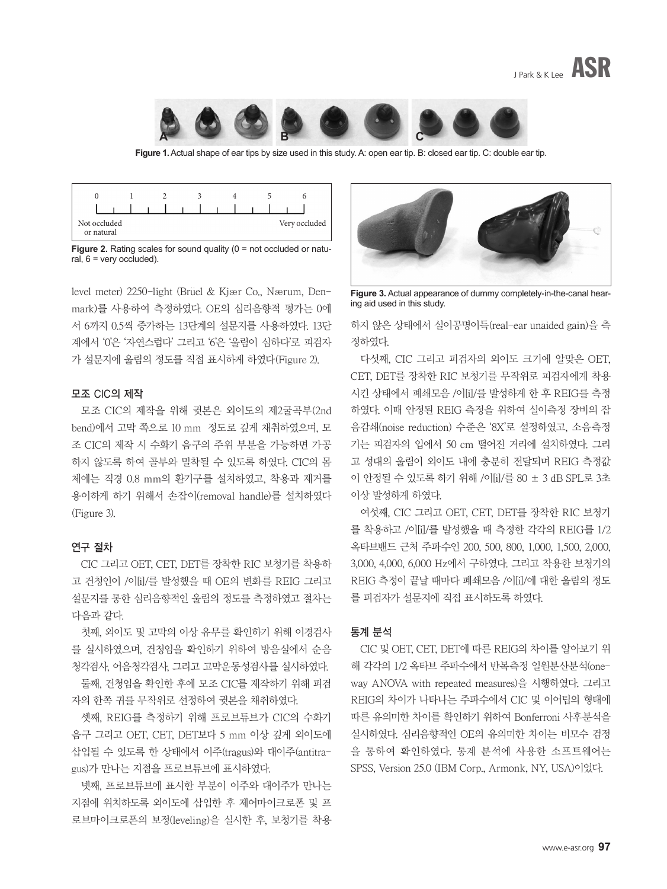Figure 1. Actual shape of ear tips by size used in this study. A: open ear tip. B: closed ear tip. C: double ear tip.

Figure 2. Rating scales for sound quality (0 = not occluded or natural, 6 = very occluded).

level meter) 2250-light (Brüel & Kjær Co., Nærum, Denmark)를 사용하여 측정하였다. OE의 심리음향적 평가는 0에서 6까지 0.5씩 증가하는 13단계의 설문지를 사용하였다. 13단계에서 '0'은 '자연스럽다' 그리고 '6'은 '울림이 심하다'로 피검자가 설문지에 울림의 정도를 직접 표시하게 하였다(Figure 2).

### 모조 CIC의 제작

모조 CIC의 제작을 위해 귓본은 외이도의 제2굴곡부(2nd bend)에서 고막 쪽으로 10 mm 정도로 깊게 채취하였으며, 모조 CIC의 제작 시 수화기 음구의 주위 부분을 가능하면 가공하지 않도록 하여 골부와 밀착될 수 있도록 하였다. CIC의 몸체에는 직경 0.8 mm의 환기구를 설치하였고, 착용과 제거를 용이하게 하기 위해서 손잡이(removal handle)를 설치하였다(Figure 3).

Figure 3. Actual appearance of dummy completely-in-the-canal hearing aid used in this study.

### 연구 절차

CIC 그리고 OET, CET, DET를 장착한 RIC 보청기를 착용하고 건청인이 /이[i]/를 발성했을 때 OE의 변화를 REIG 그리고 설문지를 통한 심리음향적인 울림의 정도를 측정하였고 절차는 다음과 같다.

첫째, 외이도 및 고막의 이상 유무를 확인하기 위해 이경검사를 실시하였으며, 건청임을 확인하기 위하여 방음실에서 순음청각검사, 어음청각검사, 그리고 고막운동성검사를 실시하였다.

둘째, 건청임을 확인한 후에 모조 CIC를 제작하기 위해 피검자의 한쪽 귀를 무작위로 선정하여 귓본을 채취하였다.

셋째, REIG를 측정하기 위해 프로브튜브가 CIC의 수화기 음구 그리고 OET, CET, DET보다 5 mm 이상 깊게 외이도에 삽입될 수 있도록 한 상태에서 이주(tragus)와 대이주(antitragus)가 만나는 지점을 프로브튜브에 표시하였다.

넷째, 프로브튜브에 표시한 부분이 이주와 대이주가 만나는 지점에 위치하도록 외이도에 삽입한 후 제어마이크로폰 및 프로브마이크로폰의 보정(leveling)을 실시한 후, 보청기를 착용하지 않은 상태에서 실이공명이득(real-ear unaided gain)을 측정하였다.

다섯째, CIC 그리고 피검자의 외이도 크기에 알맞은 OET, CET, DET를 장착한 RIC 보청기를 무작위로 피검자에게 착용시킨 상태에서 폐쇄모음 /이[i]/를 발성하게 한 후 REIG를 측정하였다. 이때 안정된 REIG 측정을 위하여 실이측정 장비의 잡음감쇄(noise reduction) 수준은 '8X'로 설정하였고, 소음측정기는 피검자의 입에서 50 cm 떨어진 거리에 설치하였다. 그리고 성대의 울림이 외이도 내에 충분히 전달되며 REIG 측정값이 안정될 수 있도록 하기 위해 /이[i]/를 80 ± 3 dB SPL로 3초 이상 발성하게 하였다.

여섯째, CIC 그리고 OET, CET, DET를 장착한 RIC 보청기를 착용하고 /이[i]/를 발성했을 때 측정한 각각의 REIG를 1/2 옥타브밴드 근처 주파수인 200, 500, 800, 1,000, 1,500, 2,000, 3,000, 4,000, 6,000 Hz에서 구하였다. 그리고 착용한 보청기의 REIG 측정이 끝날 때마다 폐쇄모음 /이[i]/에 대한 울림의 정도를 피검자가 설문지에 직접 표시하도록 하였다.

### 통계 분석

CIC 및 OET, CET, DET에 따른 REIG의 차이를 알아보기 위해 각각의 1/2 옥타브 주파수에서 반복측정 일원분산분석(one-way ANOVA with repeated measures)을 시행하였다. 그리고 REIG의 차이가 나타나는 주파수에서 CIC 및 이어팁의 형태에 따른 유의미한 차이를 확인하기 위하여 Bonferroni 사후분석을 실시하였다. 심리음향적인 OE의 유의미한 차이는 비모수 검정을 통하여 확인하였다. 통계 분석에 사용한 소프트웨어는 SPSS, Version 25.0 (IBM Corp., Armonk, NY, USA)이었다.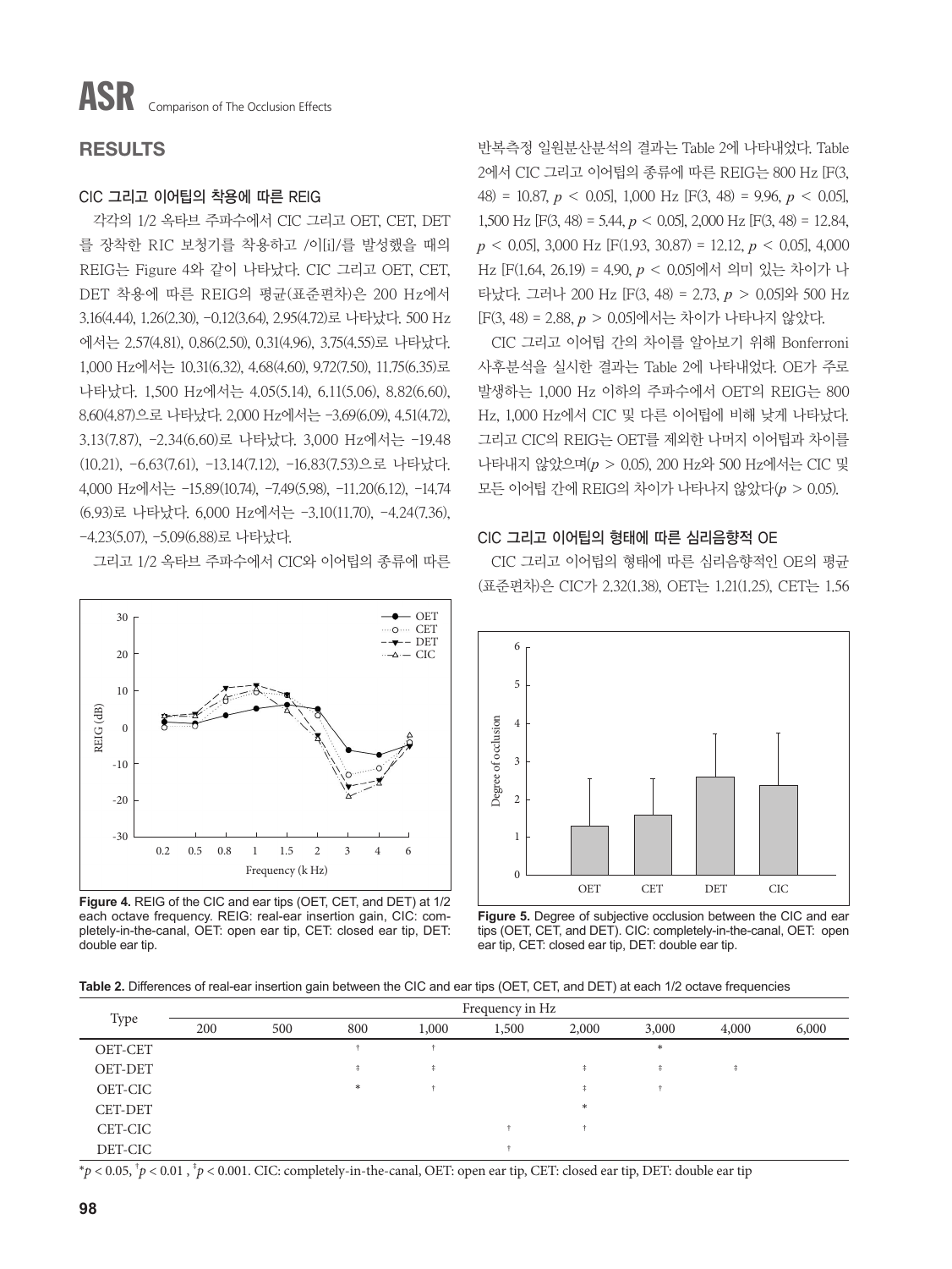## RESULTS

### CIC 그리고 이어팁의 착용에 따른 REIG

각각의 1/2 옥타브 주파수에서 CIC 그리고 OET, CET, DET를 장착한 RIC 보청기를 착용하고 /이[i]/를 발성했을 때의 REIG는 Figure 4와 같이 나타났다. CIC 그리고 OET, CET, DET 착용에 따른 REIG의 평균(표준편차)은 200 Hz에서 3.16(4.44), 1.26(2.30), −0.12(3.64), 2.95(4.72)로 나타났다. 500 Hz에서는 2.57(4.81), 0.86(2.50), 0.31(4.96), 3.75(4.55)로 나타났다. 1,000 Hz에서는 10.31(6.32), 4.68(4.60), 9.72(7.50), 11.75(6.35)로 나타났다. 1,500 Hz에서는 4.05(5.14), 6.11(5.06), 8.82(6.60), 8.60(4.87)으로 나타났다. 2,000 Hz에서는 −3.69(6.09), 4.51(4.72), 3.13(7.87), −2.34(6.60)로 나타났다. 3,000 Hz에서는 −19.48 (10.21), −6.63(7.61), −13.14(7.12), −16.83(7.53)으로 나타났다. 4,000 Hz에서는 −15.89(10.74), −7.49(5.98), −11.20(6.12), −14.74 (6.93)로 나타났다. 6,000 Hz에서는 −3.10(11.70), −4.24(7.36), −4.23(5.07), −5.09(6.88)로 나타났다.

그리고 1/2 옥타브 주파수에서 CIC와 이어팁의 종류에 따른 반복측정 일원분산분석의 결과는 Table 2에 나타내었다. Table 2에서 CIC 그리고 이어팁의 종류에 따른 REIG는 800 Hz [$F(3, 48) = 10.87$, $p < 0.05$], 1,000 Hz [$F(3, 48) = 9.96$, $p < 0.05$], 1,500 Hz [$F(3, 48) = 5.44$, $p < 0.05$], 2,000 Hz [$F(3, 48) = 12.84$, $p < 0.05$], 3,000 Hz [$F(1.93, 30.87) = 12.12$, $p < 0.05$], 4,000 Hz [$F(1.64, 26.19) = 4.90$, $p < 0.05$]에서 의미 있는 차이가 나타났다. 그러나 200 Hz [$F(3, 48) = 2.73$, $p > 0.05$]와 500 Hz [$F(3, 48) = 2.88$, $p > 0.05$]에서는 차이가 나타나지 않았다.

CIC 그리고 이어팁 간의 차이를 알아보기 위해 Bonferroni 사후분석을 실시한 결과는 Table 2에 나타내었다. OE가 주로 발생하는 1,000 Hz 이하의 주파수에서 OET의 REIG는 800 Hz, 1,000 Hz에서 CIC 및 다른 이어팁에 비해 낮게 나타났다. 그리고 CIC의 REIG는 OET를 제외한 나머지 이어팁과 차이를 나타내지 않았으며($p > 0.05$), 200 Hz와 500 Hz에서는 CIC 및 모든 이어팁 간에 REIG의 차이가 나타나지 않았다($p > 0.05$).

**Figure 4.** REIG of the CIC and ear tips (OET, CET, and DET) at 1/2 each octave frequency. REIG: real-ear insertion gain, CIC: completely-in-the-canal, OET: open ear tip, CET: closed ear tip, DET: double ear tip.

### CIC 그리고 이어팁의 형태에 따른 심리음향적 OE

CIC 그리고 이어팁의 형태에 따른 심리음향적인 OE의 평균(표준편차)은 CIC가 2.32(1.38), OET는 1.21(1.25), CET는 1.56

**Figure 5.** Degree of subjective occlusion between the CIC and ear tips (OET, CET, and DET). CIC: completely-in-the-canal, OET: open ear tip, CET: closed ear tip, DET: double ear tip.

**Table 2.** Differences of real-ear insertion gain between the CIC and ear tips (OET, CET, and DET) at each 1/2 octave frequencies

| Type | Frequency in Hz | | | | | | | | |
|---|---|---|---|---|---|---|---|---|---|
| | 200 | 500 | 800 | 1,000 | 1,500 | 2,000 | 3,000 | 4,000 | 6,000 |
| OET-CET | | | † | † | | | * | | |
| OET-DET | | | ‡ | ‡ | | ‡ | ‡ | ‡ | |
| OET-CIC | | | * | † | | ‡ | † | | |
| CET-DET | | | | | | * | | | |
| CET-CIC | | | | | † | † | | | |
| DET-CIC | | | | | † | | | | |

*$p < 0.05$, †$p < 0.01$, ‡$p < 0.001$. CIC: completely-in-the-canal, OET: open ear tip, CET: closed ear tip, DET: double ear tip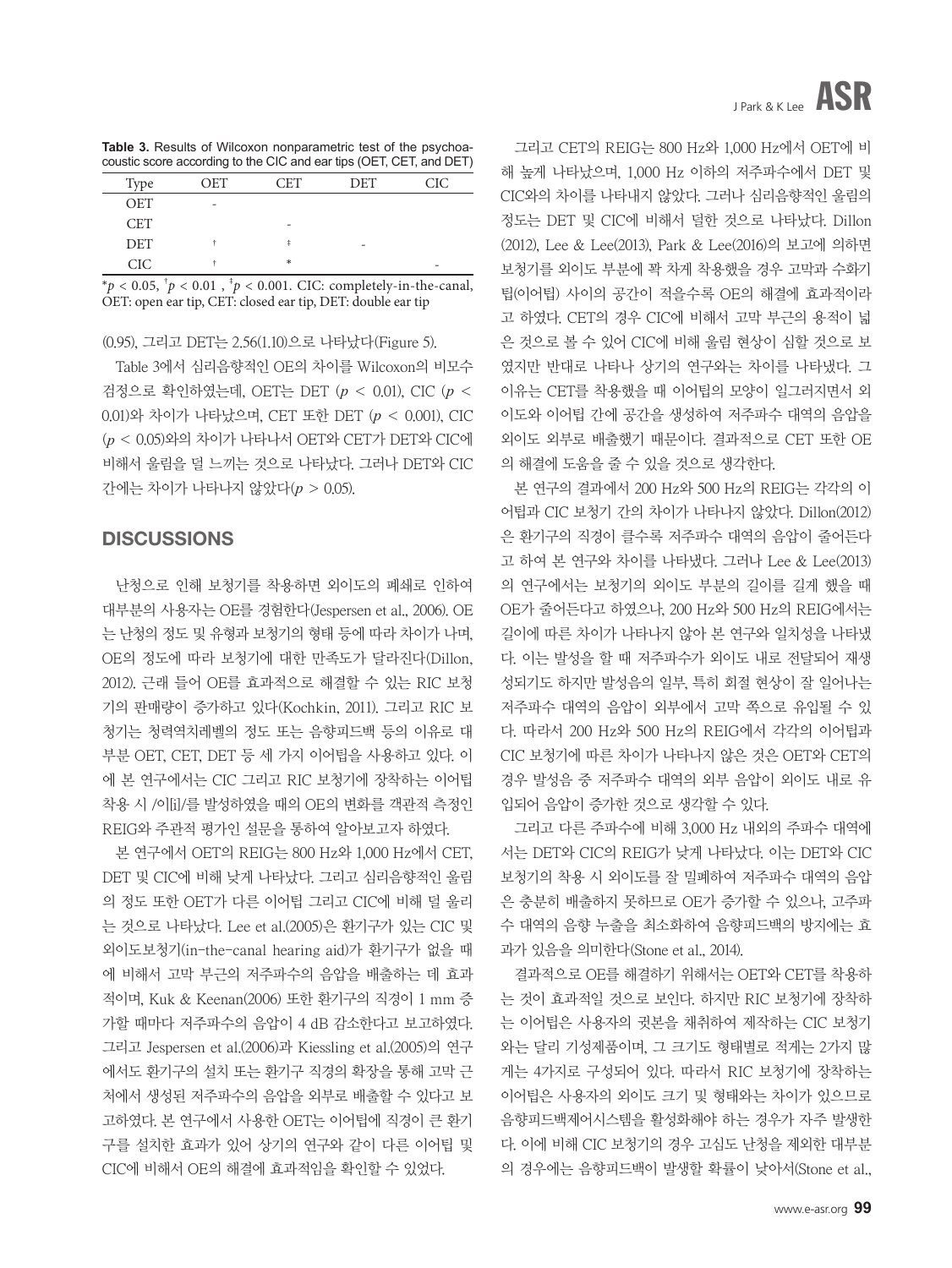**Table 3.** Results of Wilcoxon nonparametric test of the psychoacoustic score according to the CIC and ear tips (OET, CET, and DET)

| Type | OET | CET | DET | CIC |
|---|---|---|---|---|
| OET | - | | | |
| CET | | - | | |
| DET | † | ‡ | - | |
| CIC | † | * | | - |

$^{*}p < 0.05$, $^{\dagger}p < 0.01$, $^{\ddagger}p < 0.001$. CIC: completely-in-the-canal, OET: open ear tip, CET: closed ear tip, DET: double ear tip

(0.95), 그리고 DET는 2.56(1.10)으로 나타났다(Figure 5).

Table 3에서 심리음향적인 OE의 차이를 Wilcoxon의 비모수 검정으로 확인하였는데, OET는 DET ($p < 0.01$), CIC ($p < 0.01$)와 차이가 나타났으며, CET 또한 DET ($p < 0.001$), CIC ($p < 0.05$)와의 차이가 나타나서 OET와 CET가 DET와 CIC에 비해서 울림을 덜 느끼는 것으로 나타났다. 그러나 DET와 CIC 간에는 차이가 나타나지 않았다($p > 0.05$).

## DISCUSSIONS

난청으로 인해 보청기를 착용하면 외이도의 폐쇄로 인하여 대부분의 사용자는 OE를 경험한다(Jespersen et al., 2006). OE는 난청의 정도 및 유형과 보청기의 형태 등에 따라 차이가 나며, OE의 정도에 따라 보청기에 대한 만족도가 달라진다(Dillon, 2012). 근래 들어 OE를 효과적으로 해결할 수 있는 RIC 보청기의 판매량이 증가하고 있다(Kochkin, 2011). 그리고 RIC 보청기는 청력역치레벨의 정도 또는 음향피드백 등의 이유로 대부분 OET, CET, DET 등 세 가지 이어팁을 사용하고 있다. 이에 본 연구에서는 CIC 그리고 RIC 보청기에 장착하는 이어팁 착용 시 /이[i]/를 발성하였을 때의 OE의 변화를 객관적 측정인 REIG와 주관적 평가인 설문을 통하여 알아보고자 하였다.

본 연구에서 OET의 REIG는 800 Hz와 1,000 Hz에서 CET, DET 및 CIC에 비해 낮게 나타났다. 그리고 심리음향적인 울림의 정도 또한 OET가 다른 이어팁 그리고 CIC에 비해 덜 울리는 것으로 나타났다. Lee et al.(2005)은 환기구가 있는 CIC 및 외이도보청기(in-the-canal hearing aid)가 환기구가 없을 때에 비해서 고막 부근의 저주파수의 음압을 배출하는 데 효과적이며, Kuk & Keenan(2006) 또한 환기구의 직경이 1 mm 증가할 때마다 저주파수의 음압이 4 dB 감소한다고 보고하였다. 그리고 Jespersen et al.(2006)과 Kiessling et al.(2005)의 연구에서도 환기구의 설치 또는 환기구 직경의 확장을 통해 고막 근처에서 생성된 저주파수의 음압을 외부로 배출할 수 있다고 보고하였다. 본 연구에서 사용한 OET는 이어팁에 직경이 큰 환기구를 설치한 효과가 있어 상기의 연구와 같이 다른 이어팁 및 CIC에 비해서 OE의 해결에 효과적임을 확인할 수 있었다.

그리고 CET의 REIG는 800 Hz와 1,000 Hz에서 OET에 비해 높게 나타났으며, 1,000 Hz 이하의 저주파수에서 DET 및 CIC와의 차이를 나타내지 않았다. 그러나 심리음향적인 울림의 정도는 DET 및 CIC에 비해서 덜한 것으로 나타났다. Dillon(2012), Lee & Lee(2013), Park & Lee(2016)의 보고에 의하면 보청기를 외이도 부분에 꽉 차게 착용했을 경우 고막과 수화기 팁(이어팁) 사이의 공간이 적을수록 OE의 해결에 효과적이라고 하였다. CET의 경우 CIC에 비해서 고막 부근의 용적이 넓은 것으로 볼 수 있어 CIC에 비해 울림 현상이 심할 것으로 보였지만 반대로 나타나 상기의 연구와는 차이를 나타냈다. 그 이유는 CET를 착용했을 때 이어팁의 모양이 일그러지면서 외이도와 이어팁 간에 공간을 생성하여 저주파수 대역의 음압을 외이도 외부로 배출했기 때문이다. 결과적으로 CET 또한 OE의 해결에 도움을 줄 수 있을 것으로 생각한다.

본 연구의 결과에서 200 Hz와 500 Hz의 REIG는 각각의 이어팁과 CIC 보청기 간의 차이가 나타나지 않았다. Dillon(2012)은 환기구의 직경이 클수록 저주파수 대역의 음압이 줄어든다고 하여 본 연구와 차이를 나타냈다. 그러나 Lee & Lee(2013)의 연구에서는 보청기의 외이도 부분의 길이를 길게 했을 때 OE가 줄어든다고 하였으나, 200 Hz와 500 Hz의 REIG에서는 길이에 따른 차이가 나타나지 않아 본 연구와 일치성을 나타냈다. 이는 발성을 할 때 저주파수가 외이도 내로 전달되어 재생성되기도 하지만 발성음의 일부, 특히 회절 현상이 잘 일어나는 저주파수 대역의 음압이 외부에서 고막 쪽으로 유입될 수 있다. 따라서 200 Hz와 500 Hz의 REIG에서 각각의 이어팁과 CIC 보청기에 따른 차이가 나타나지 않은 것은 OET와 CET의 경우 발성음 중 저주파수 대역의 외부 음압이 외이도 내로 유입되어 음압이 증가한 것으로 생각할 수 있다.

그리고 다른 주파수에 비해 3,000 Hz 내외의 주파수 대역에서는 DET와 CIC의 REIG가 낮게 나타났다. 이는 DET와 CIC 보청기의 착용 시 외이도를 잘 밀폐하여 저주파수 대역의 음압은 충분히 배출하지 못하므로 OE가 증가할 수 있으나, 고주파수 대역의 음향 누출을 최소화하여 음향피드백의 방지에는 효과가 있음을 의미한다(Stone et al., 2014).

결과적으로 OE를 해결하기 위해서는 OET와 CET를 착용하는 것이 효과적일 것으로 보인다. 하지만 RIC 보청기에 장착하는 이어팁은 사용자의 귓본을 채취하여 제작하는 CIC 보청기와는 달리 기성제품이며, 그 크기도 형태별로 적게는 2가지 많게는 4가지로 구성되어 있다. 따라서 RIC 보청기에 장착하는 이어팁은 사용자의 외이도 크기 및 형태와는 차이가 있으므로 음향피드백제어시스템을 활성화해야 하는 경우가 자주 발생한다. 이에 비해 CIC 보청기의 경우 고심도 난청을 제외한 대부분의 경우에는 음향피드백이 발생할 확률이 낮아서(Stone et al.,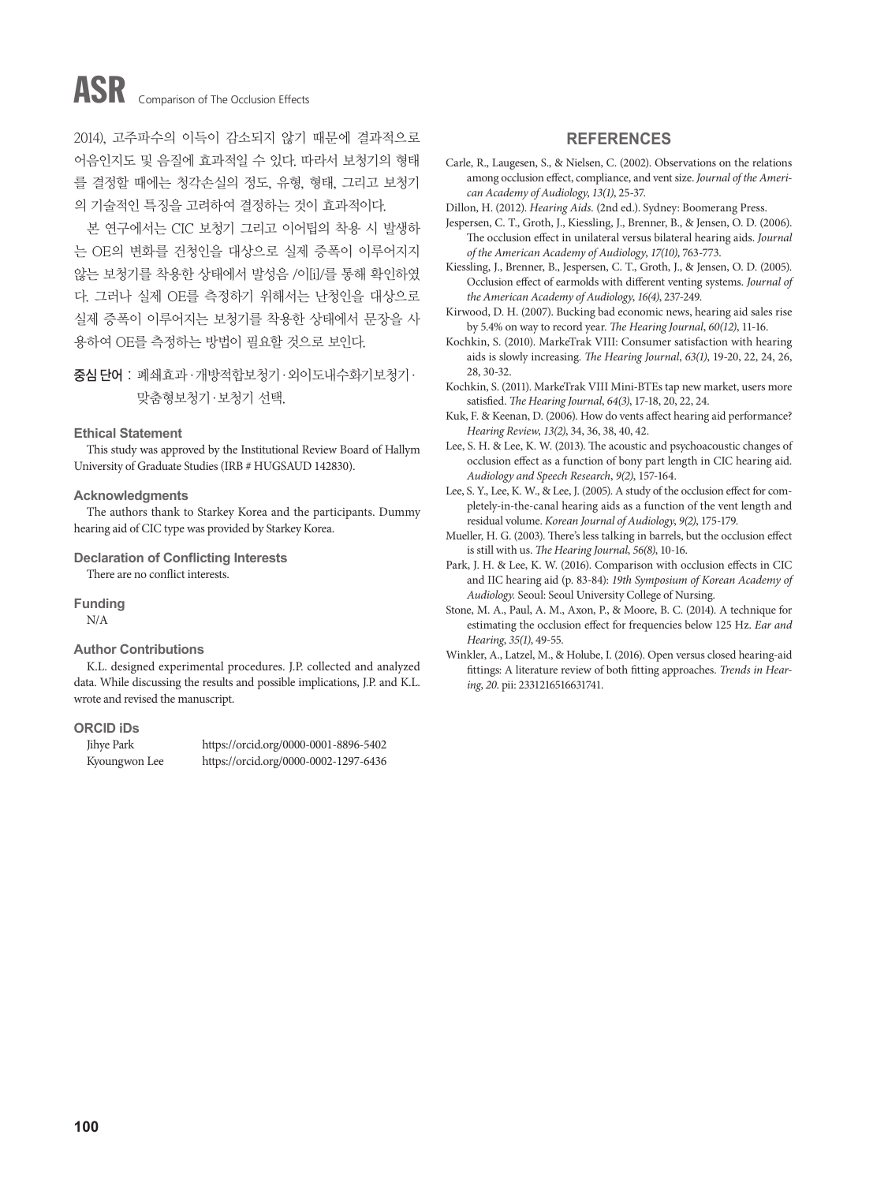2014), 고주파수의 이득이 감소되지 않기 때문에 결과적으로 어음인지도 및 음질에 효과적일 수 있다. 따라서 보청기의 형태를 결정할 때에는 청각손실의 정도, 유형, 형태, 그리고 보청기의 기술적인 특징을 고려하여 결정하는 것이 효과적이다.

본 연구에서는 CIC 보청기 그리고 이어팁의 착용 시 발생하는 OE의 변화를 건청인을 대상으로 실제 증폭이 이루어지지 않는 보청기를 착용한 상태에서 발성음 /이[i]/를 통해 확인하였다. 그러나 실제 OE를 측정하기 위해서는 난청인을 대상으로 실제 증폭이 이루어지는 보청기를 착용한 상태에서 문장을 사용하여 OE를 측정하는 방법이 필요할 것으로 보인다.

**중심 단어** : 폐쇄효과 · 개방적합보청기 · 외이도내수화기보청기 · 맞춤형보청기 · 보청기 선택.

### Ethical Statement

This study was approved by the Institutional Review Board of Hallym University of Graduate Studies (IRB # HUGSAUD 142830).

### Acknowledgments

The authors thank to Starkey Korea and the participants. Dummy hearing aid of CIC type was provided by Starkey Korea.

### Declaration of Conflicting Interests

There are no conflict interests.

### Funding

N/A

### Author Contributions

K.L. designed experimental procedures. J.P. collected and analyzed data. While discussing the results and possible implications, J.P. and K.L. wrote and revised the manuscript.

### ORCID iDs

Jihye Park https://orcid.org/0000-0001-8896-5402
Kyoungwon Lee https://orcid.org/0000-0002-1297-6436

## REFERENCES

Carle, R., Laugesen, S., & Nielsen, C. (2002). Observations on the relations among occlusion effect, compliance, and vent size. *Journal of the American Academy of Audiology*, *13(1)*, 25-37.

Dillon, H. (2012). *Hearing Aids.* (2nd ed.). Sydney: Boomerang Press.

Jespersen, C. T., Groth, J., Kiessling, J., Brenner, B., & Jensen, O. D. (2006). The occlusion effect in unilateral versus bilateral hearing aids. *Journal of the American Academy of Audiology*, *17(10)*, 763-773.

Kiessling, J., Brenner, B., Jespersen, C. T., Groth, J., & Jensen, O. D. (2005). Occlusion effect of earmolds with different venting systems. *Journal of the American Academy of Audiology*, *16(4)*, 237-249.

Kirwood, D. H. (2007). Bucking bad economic news, hearing aid sales rise by 5.4% on way to record year. *The Hearing Journal*, *60(12)*, 11-16.

Kochkin, S. (2010). MarkeTrak VIII: Consumer satisfaction with hearing aids is slowly increasing. *The Hearing Journal*, *63(1)*, 19-20, 22, 24, 26, 28, 30-32.

Kochkin, S. (2011). MarkeTrak VIII Mini-BTEs tap new market, users more satisfied. *The Hearing Journal*, *64(3)*, 17-18, 20, 22, 24.

Kuk, F. & Keenan, D. (2006). How do vents affect hearing aid performance? *Hearing Review*, *13(2)*, 34, 36, 38, 40, 42.

Lee, S. H. & Lee, K. W. (2013). The acoustic and psychoacoustic changes of occlusion effect as a function of bony part length in CIC hearing aid. *Audiology and Speech Research*, *9(2)*, 157-164.

Lee, S. Y., Lee, K. W., & Lee, J. (2005). A study of the occlusion effect for completely-in-the-canal hearing aids as a function of the vent length and residual volume. *Korean Journal of Audiology*, *9(2)*, 175-179.

Mueller, H. G. (2003). There's less talking in barrels, but the occlusion effect is still with us. *The Hearing Journal*, *56(8)*, 10-16.

Park, J. H. & Lee, K. W. (2016). Comparison with occlusion effects in CIC and IIC hearing aid (p. 83-84): *19th Symposium of Korean Academy of Audiology.* Seoul: Seoul University College of Nursing.

Stone, M. A., Paul, A. M., Axon, P., & Moore, B. C. (2014). A technique for estimating the occlusion effect for frequencies below 125 Hz. *Ear and Hearing*, *35(1)*, 49-55.

Winkler, A., Latzel, M., & Holube, I. (2016). Open versus closed hearing-aid fittings: A literature review of both fitting approaches. *Trends in Hearing*, *20.* pii: 2331216516631741.